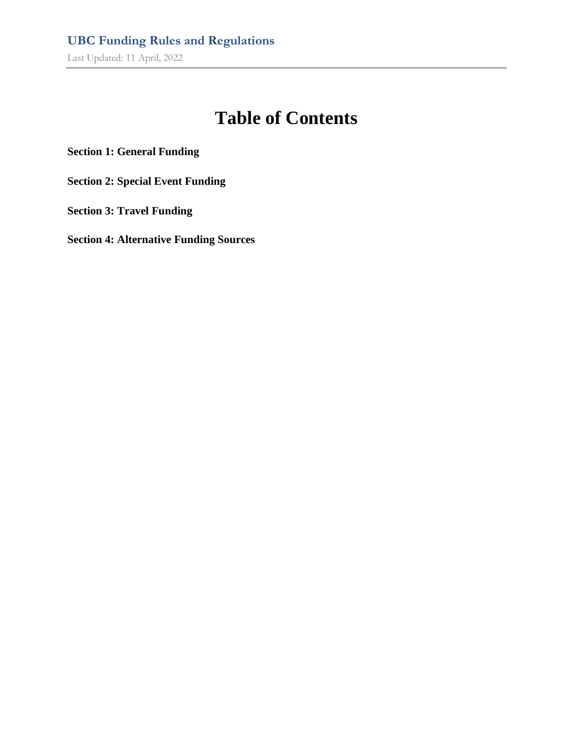**UBC Funding Rules and Regulations**

Last Updated: 11 April, 2022

# Table of Contents

**Section 1: General Funding**

**Section 2: Special Event Funding**

**Section 3: Travel Funding**

**Section 4: Alternative Funding Sources**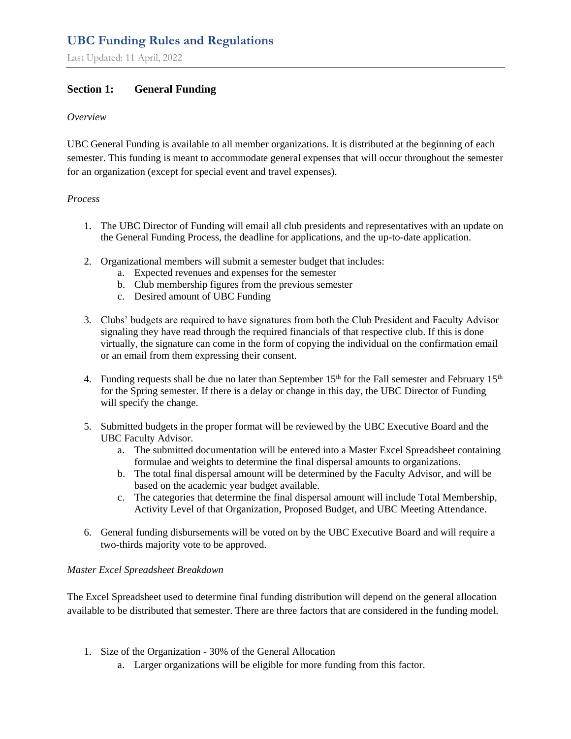# UBC Funding Rules and Regulations

Last Updated: 11 April, 2022

## Section 1: General Funding

*Overview*

UBC General Funding is available to all member organizations. It is distributed at the beginning of each semester. This funding is meant to accommodate general expenses that will occur throughout the semester for an organization (except for special event and travel expenses).

*Process*

1. The UBC Director of Funding will email all club presidents and representatives with an update on the General Funding Process, the deadline for applications, and the up-to-date application.

2. Organizational members will submit a semester budget that includes:
   a. Expected revenues and expenses for the semester
   b. Club membership figures from the previous semester
   c. Desired amount of UBC Funding

3. Clubs' budgets are required to have signatures from both the Club President and Faculty Advisor signaling they have read through the required financials of that respective club. If this is done virtually, the signature can come in the form of copying the individual on the confirmation email or an email from them expressing their consent.

4. Funding requests shall be due no later than September 15th for the Fall semester and February 15th for the Spring semester. If there is a delay or change in this day, the UBC Director of Funding will specify the change.

5. Submitted budgets in the proper format will be reviewed by the UBC Executive Board and the UBC Faculty Advisor.
   a. The submitted documentation will be entered into a Master Excel Spreadsheet containing formulae and weights to determine the final dispersal amounts to organizations.
   b. The total final dispersal amount will be determined by the Faculty Advisor, and will be based on the academic year budget available.
   c. The categories that determine the final dispersal amount will include Total Membership, Activity Level of that Organization, Proposed Budget, and UBC Meeting Attendance.

6. General funding disbursements will be voted on by the UBC Executive Board and will require a two-thirds majority vote to be approved.

*Master Excel Spreadsheet Breakdown*

The Excel Spreadsheet used to determine final funding distribution will depend on the general allocation available to be distributed that semester. There are three factors that are considered in the funding model.

1. Size of the Organization - 30% of the General Allocation
   a. Larger organizations will be eligible for more funding from this factor.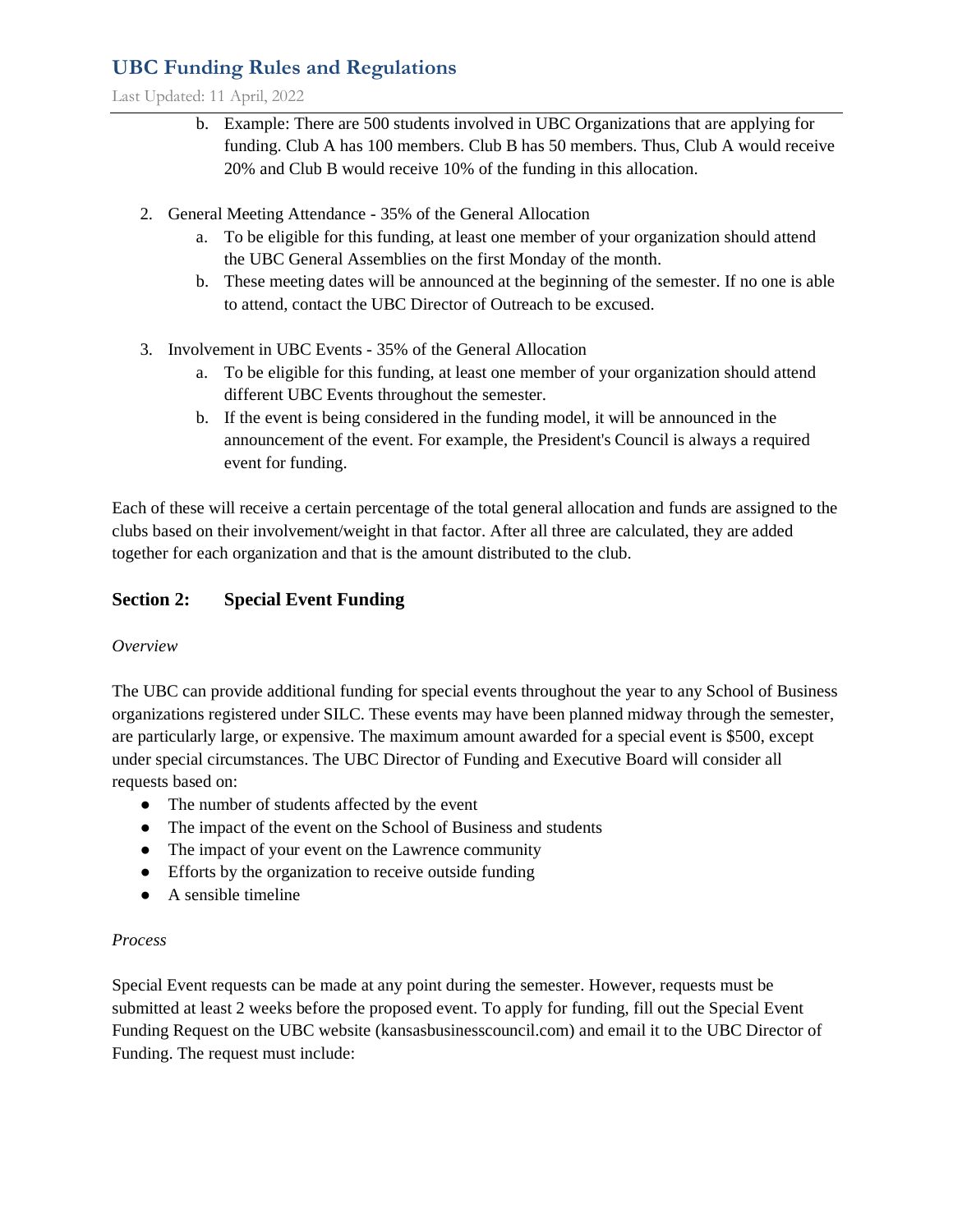b. Example: There are 500 students involved in UBC Organizations that are applying for funding. Club A has 100 members. Club B has 50 members. Thus, Club A would receive 20% and Club B would receive 10% of the funding in this allocation.

2. General Meeting Attendance - 35% of the General Allocation
   a. To be eligible for this funding, at least one member of your organization should attend the UBC General Assemblies on the first Monday of the month.
   b. These meeting dates will be announced at the beginning of the semester. If no one is able to attend, contact the UBC Director of Outreach to be excused.

3. Involvement in UBC Events - 35% of the General Allocation
   a. To be eligible for this funding, at least one member of your organization should attend different UBC Events throughout the semester.
   b. If the event is being considered in the funding model, it will be announced in the announcement of the event. For example, the President's Council is always a required event for funding.

Each of these will receive a certain percentage of the total general allocation and funds are assigned to the clubs based on their involvement/weight in that factor. After all three are calculated, they are added together for each organization and that is the amount distributed to the club.

## Section 2: Special Event Funding

*Overview*

The UBC can provide additional funding for special events throughout the year to any School of Business organizations registered under SILC. These events may have been planned midway through the semester, are particularly large, or expensive. The maximum amount awarded for a special event is $500, except under special circumstances. The UBC Director of Funding and Executive Board will consider all requests based on:

- The number of students affected by the event
- The impact of the event on the School of Business and students
- The impact of your event on the Lawrence community
- Efforts by the organization to receive outside funding
- A sensible timeline

*Process*

Special Event requests can be made at any point during the semester. However, requests must be submitted at least 2 weeks before the proposed event. To apply for funding, fill out the Special Event Funding Request on the UBC website (kansasbusinesscouncil.com) and email it to the UBC Director of Funding. The request must include: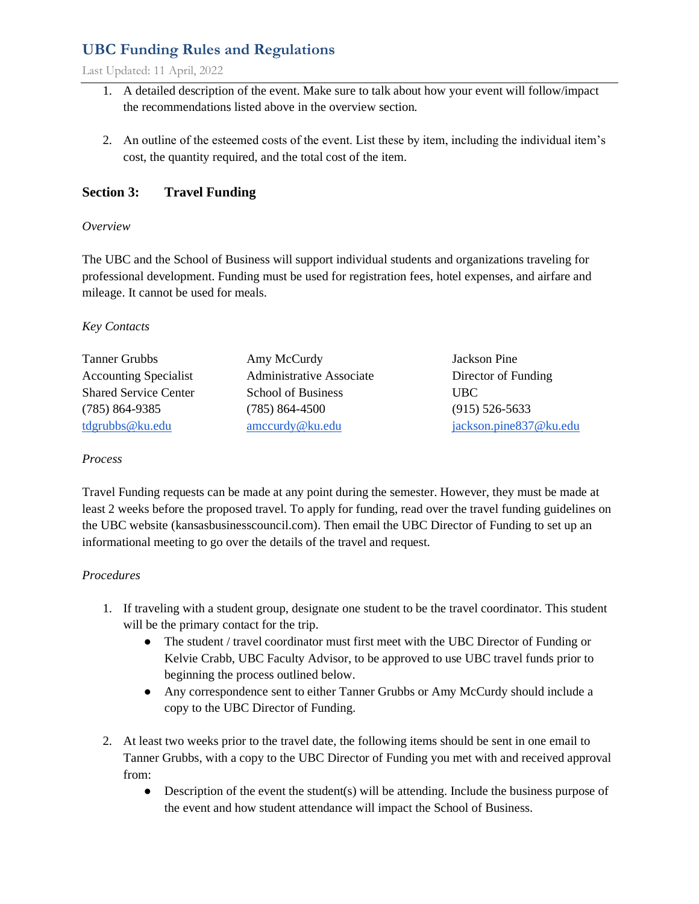1. A detailed description of the event. Make sure to talk about how your event will follow/impact the recommendations listed above in the overview section.

2. An outline of the esteemed costs of the event. List these by item, including the individual item's cost, the quantity required, and the total cost of the item.

## Section 3: Travel Funding

*Overview*

The UBC and the School of Business will support individual students and organizations traveling for professional development. Funding must be used for registration fees, hotel expenses, and airfare and mileage. It cannot be used for meals.

*Key Contacts*

Tanner Grubbs
Accounting Specialist
Shared Service Center
(785) 864-9385
tdgrubbs@ku.edu

Amy McCurdy
Administrative Associate
School of Business
(785) 864-4500
amccurdy@ku.edu

Jackson Pine
Director of Funding
UBC
(915) 526-5633
jackson.pine837@ku.edu

*Process*

Travel Funding requests can be made at any point during the semester. However, they must be made at least 2 weeks before the proposed travel. To apply for funding, read over the travel funding guidelines on the UBC website (kansasbusinesscouncil.com). Then email the UBC Director of Funding to set up an informational meeting to go over the details of the travel and request.

*Procedures*

1. If traveling with a student group, designate one student to be the travel coordinator. This student will be the primary contact for the trip.
   - The student / travel coordinator must first meet with the UBC Director of Funding or Kelvie Crabb, UBC Faculty Advisor, to be approved to use UBC travel funds prior to beginning the process outlined below.
   - Any correspondence sent to either Tanner Grubbs or Amy McCurdy should include a copy to the UBC Director of Funding.

2. At least two weeks prior to the travel date, the following items should be sent in one email to Tanner Grubbs, with a copy to the UBC Director of Funding you met with and received approval from:
   - Description of the event the student(s) will be attending. Include the business purpose of the event and how student attendance will impact the School of Business.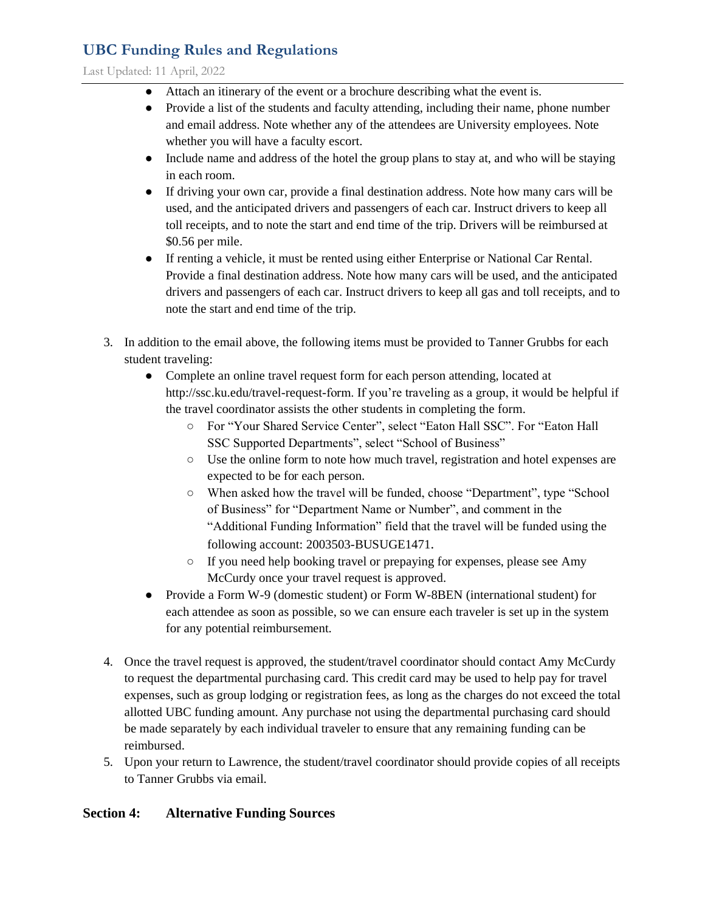- Attach an itinerary of the event or a brochure describing what the event is.
- Provide a list of the students and faculty attending, including their name, phone number and email address. Note whether any of the attendees are University employees. Note whether you will have a faculty escort.
- Include name and address of the hotel the group plans to stay at, and who will be staying in each room.
- If driving your own car, provide a final destination address. Note how many cars will be used, and the anticipated drivers and passengers of each car. Instruct drivers to keep all toll receipts, and to note the start and end time of the trip. Drivers will be reimbursed at $0.56 per mile.
- If renting a vehicle, it must be rented using either Enterprise or National Car Rental. Provide a final destination address. Note how many cars will be used, and the anticipated drivers and passengers of each car. Instruct drivers to keep all gas and toll receipts, and to note the start and end time of the trip.

3. In addition to the email above, the following items must be provided to Tanner Grubbs for each student traveling:
   - Complete an online travel request form for each person attending, located at http://ssc.ku.edu/travel-request-form. If you're traveling as a group, it would be helpful if the travel coordinator assists the other students in completing the form.
     - For "Your Shared Service Center", select "Eaton Hall SSC". For "Eaton Hall SSC Supported Departments", select "School of Business"
     - Use the online form to note how much travel, registration and hotel expenses are expected to be for each person.
     - When asked how the travel will be funded, choose "Department", type "School of Business" for "Department Name or Number", and comment in the "Additional Funding Information" field that the travel will be funded using the following account: 2003503-BUSUGE1471.
     - If you need help booking travel or prepaying for expenses, please see Amy McCurdy once your travel request is approved.
   - Provide a Form W-9 (domestic student) or Form W-8BEN (international student) for each attendee as soon as possible, so we can ensure each traveler is set up in the system for any potential reimbursement.

4. Once the travel request is approved, the student/travel coordinator should contact Amy McCurdy to request the departmental purchasing card. This credit card may be used to help pay for travel expenses, such as group lodging or registration fees, as long as the charges do not exceed the total allotted UBC funding amount. Any purchase not using the departmental purchasing card should be made separately by each individual traveler to ensure that any remaining funding can be reimbursed.
5. Upon your return to Lawrence, the student/travel coordinator should provide copies of all receipts to Tanner Grubbs via email.

## Section 4: Alternative Funding Sources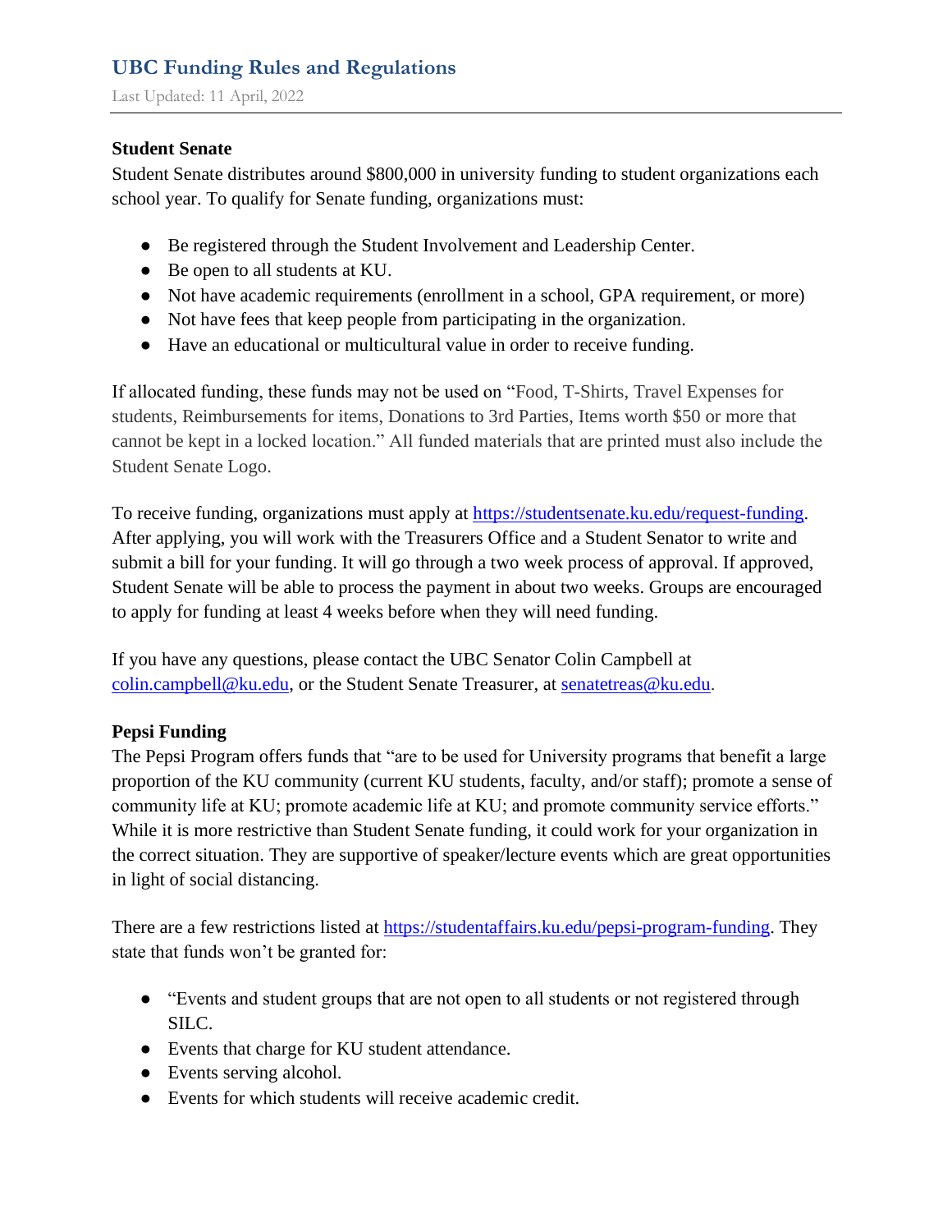## UBC Funding Rules and Regulations

Last Updated: 11 April, 2022

**Student Senate**

Student Senate distributes around $800,000 in university funding to student organizations each school year. To qualify for Senate funding, organizations must:

- Be registered through the Student Involvement and Leadership Center.
- Be open to all students at KU.
- Not have academic requirements (enrollment in a school, GPA requirement, or more)
- Not have fees that keep people from participating in the organization.
- Have an educational or multicultural value in order to receive funding.

If allocated funding, these funds may not be used on "Food, T-Shirts, Travel Expenses for students, Reimbursements for items, Donations to 3rd Parties, Items worth $50 or more that cannot be kept in a locked location." All funded materials that are printed must also include the Student Senate Logo.

To receive funding, organizations must apply at https://studentsenate.ku.edu/request-funding. After applying, you will work with the Treasurers Office and a Student Senator to write and submit a bill for your funding. It will go through a two week process of approval. If approved, Student Senate will be able to process the payment in about two weeks. Groups are encouraged to apply for funding at least 4 weeks before when they will need funding.

If you have any questions, please contact the UBC Senator Colin Campbell at colin.campbell@ku.edu, or the Student Senate Treasurer, at senatetreas@ku.edu.

**Pepsi Funding**

The Pepsi Program offers funds that "are to be used for University programs that benefit a large proportion of the KU community (current KU students, faculty, and/or staff); promote a sense of community life at KU; promote academic life at KU; and promote community service efforts." While it is more restrictive than Student Senate funding, it could work for your organization in the correct situation. They are supportive of speaker/lecture events which are great opportunities in light of social distancing.

There are a few restrictions listed at https://studentaffairs.ku.edu/pepsi-program-funding. They state that funds won't be granted for:

- "Events and student groups that are not open to all students or not registered through SILC.
- Events that charge for KU student attendance.
- Events serving alcohol.
- Events for which students will receive academic credit.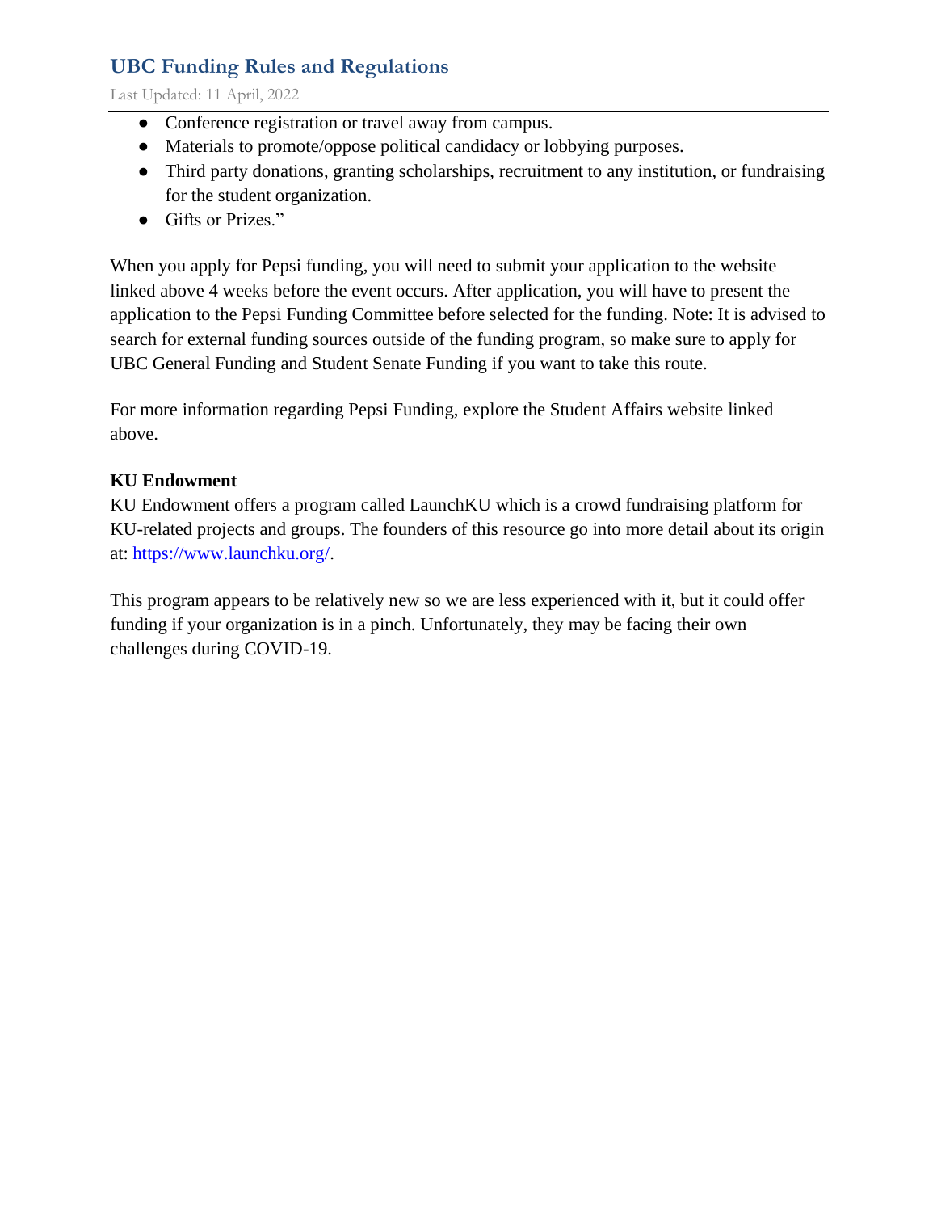- Conference registration or travel away from campus.
- Materials to promote/oppose political candidacy or lobbying purposes.
- Third party donations, granting scholarships, recruitment to any institution, or fundraising for the student organization.
- Gifts or Prizes."

When you apply for Pepsi funding, you will need to submit your application to the website linked above 4 weeks before the event occurs. After application, you will have to present the application to the Pepsi Funding Committee before selected for the funding. Note: It is advised to search for external funding sources outside of the funding program, so make sure to apply for UBC General Funding and Student Senate Funding if you want to take this route.

For more information regarding Pepsi Funding, explore the Student Affairs website linked above.

**KU Endowment**

KU Endowment offers a program called LaunchKU which is a crowd fundraising platform for KU-related projects and groups. The founders of this resource go into more detail about its origin at: https://www.launchku.org/.

This program appears to be relatively new so we are less experienced with it, but it could offer funding if your organization is in a pinch. Unfortunately, they may be facing their own challenges during COVID-19.